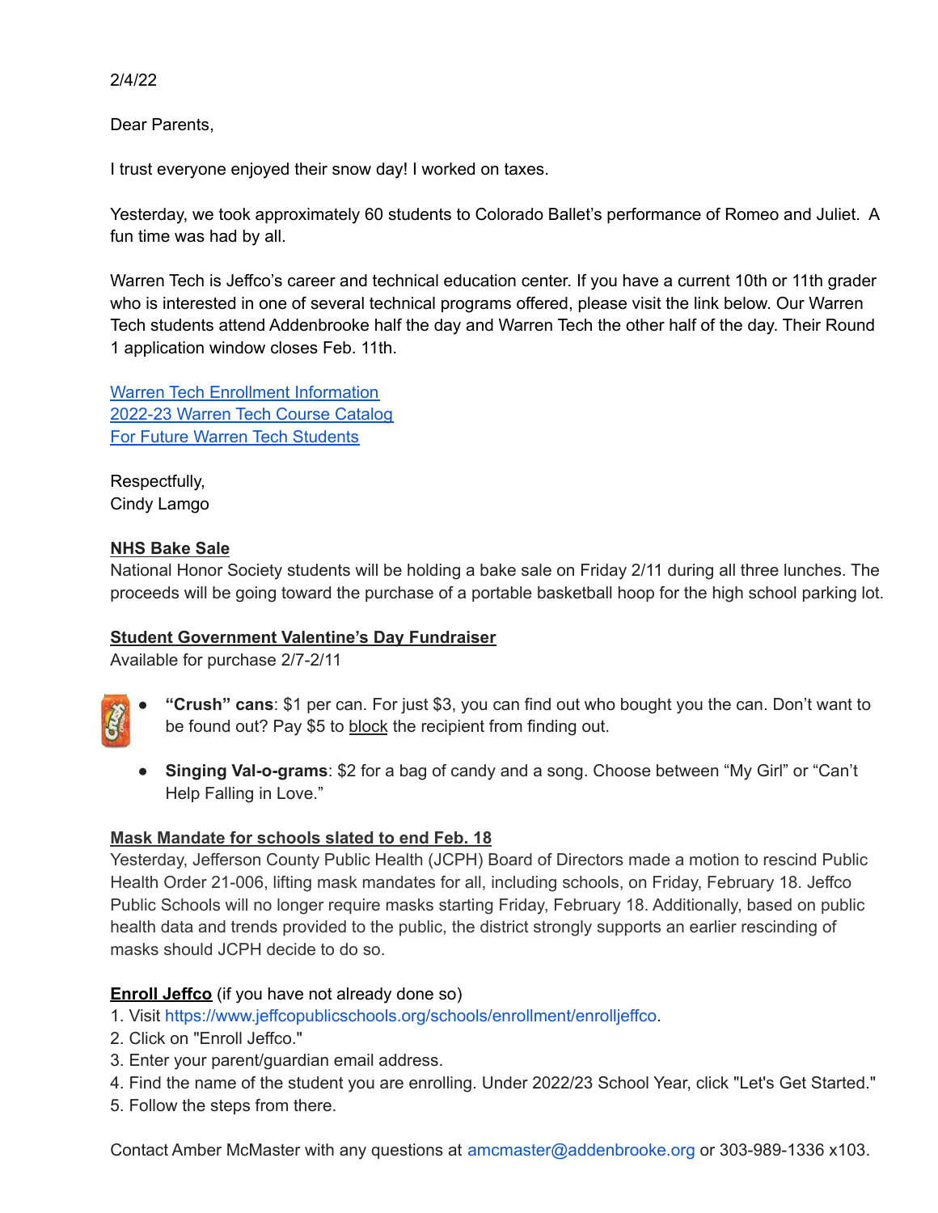2/4/22

Dear Parents,

I trust everyone enjoyed their snow day! I worked on taxes.

Yesterday, we took approximately 60 students to Colorado Ballet's performance of Romeo and Juliet. A fun time was had by all.

Warren Tech is Jeffco's career and technical education center. If you have a current 10th or 11th grader who is interested in one of several technical programs offered, please visit the link below. Our Warren Tech students attend Addenbrooke half the day and Warren Tech the other half of the day. Their Round 1 application window closes Feb. 11th.

Warren Tech Enrollment Information
2022-23 Warren Tech Course Catalog
For Future Warren Tech Students

Respectfully,
Cindy Lamgo

**NHS Bake Sale**

National Honor Society students will be holding a bake sale on Friday 2/11 during all three lunches. The proceeds will be going toward the purchase of a portable basketball hoop for the high school parking lot.

**Student Government Valentine's Day Fundraiser**

Available for purchase 2/7-2/11

- **"Crush" cans**: $1 per can. For just $3, you can find out who bought you the can. Don't want to be found out? Pay $5 to block the recipient from finding out.
- **Singing Val-o-grams**: $2 for a bag of candy and a song. Choose between "My Girl" or "Can't Help Falling in Love."

**Mask Mandate for schools slated to end Feb. 18**

Yesterday, Jefferson County Public Health (JCPH) Board of Directors made a motion to rescind Public Health Order 21-006, lifting mask mandates for all, including schools, on Friday, February 18. Jeffco Public Schools will no longer require masks starting Friday, February 18. Additionally, based on public health data and trends provided to the public, the district strongly supports an earlier rescinding of masks should JCPH decide to do so.

**Enroll Jeffco** (if you have not already done so)

1. Visit https://www.jeffcopublicschools.org/schools/enrollment/enrolljeffco.
2. Click on "Enroll Jeffco."
3. Enter your parent/guardian email address.
4. Find the name of the student you are enrolling. Under 2022/23 School Year, click "Let's Get Started."
5. Follow the steps from there.

Contact Amber McMaster with any questions at amcmaster@addenbrooke.org or 303-989-1336 x103.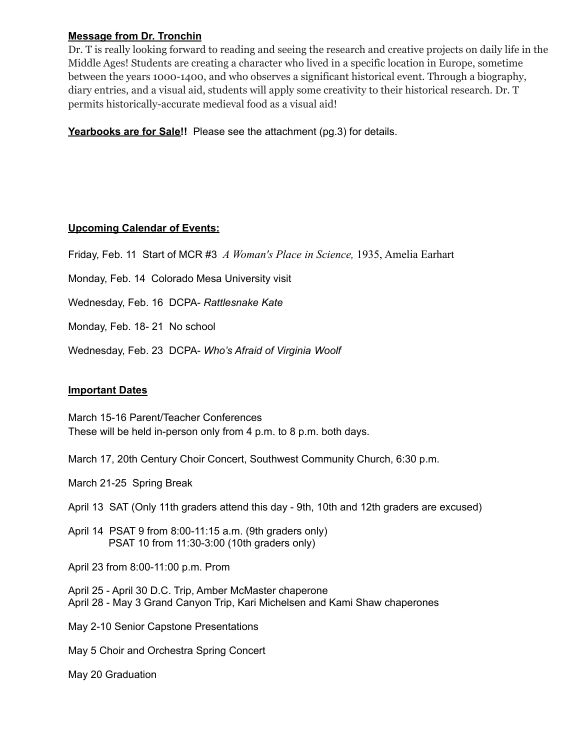**Message from Dr. Tronchin**

Dr. T is really looking forward to reading and seeing the research and creative projects on daily life in the Middle Ages! Students are creating a character who lived in a specific location in Europe, sometime between the years 1000-1400, and who observes a significant historical event. Through a biography, diary entries, and a visual aid, students will apply some creativity to their historical research. Dr. T permits historically-accurate medieval food as a visual aid!

**Yearbooks are for Sale!!** Please see the attachment (pg.3) for details.

**Upcoming Calendar of Events:**

Friday, Feb. 11 Start of MCR #3 *A Woman's Place in Science,* 1935, Amelia Earhart

Monday, Feb. 14 Colorado Mesa University visit

Wednesday, Feb. 16 DCPA- *Rattlesnake Kate*

Monday, Feb. 18- 21 No school

Wednesday, Feb. 23 DCPA- *Who's Afraid of Virginia Woolf*

**Important Dates**

March 15-16 Parent/Teacher Conferences
These will be held in-person only from 4 p.m. to 8 p.m. both days.

March 17, 20th Century Choir Concert, Southwest Community Church, 6:30 p.m.

March 21-25 Spring Break

April 13 SAT (Only 11th graders attend this day - 9th, 10th and 12th graders are excused)

April 14 PSAT 9 from 8:00-11:15 a.m. (9th graders only)
PSAT 10 from 11:30-3:00 (10th graders only)

April 23 from 8:00-11:00 p.m. Prom

April 25 - April 30 D.C. Trip, Amber McMaster chaperone
April 28 - May 3 Grand Canyon Trip, Kari Michelsen and Kami Shaw chaperones

May 2-10 Senior Capstone Presentations

May 5 Choir and Orchestra Spring Concert

May 20 Graduation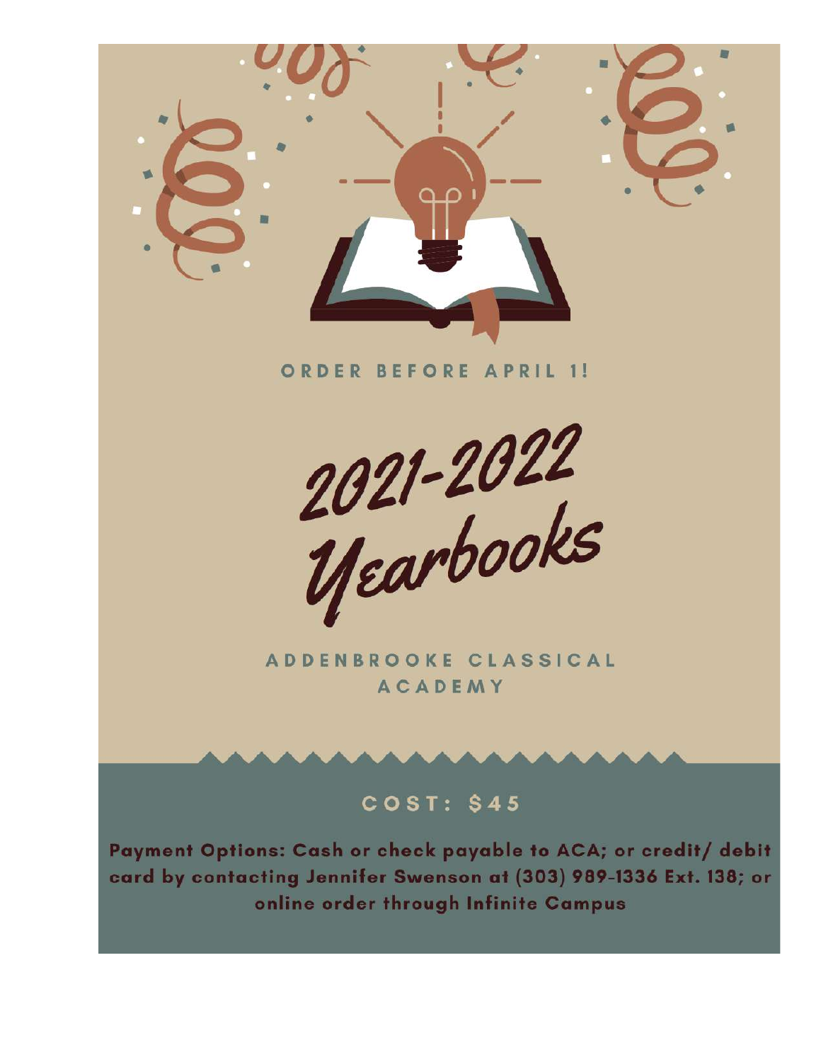ORDER BEFORE APRIL 1!

# 2021-2022 Yearbooks

ADDENBROOKE CLASSICAL ACADEMY

## COST: $45

**Payment Options: Cash or check payable to ACA; or credit/ debit card by contacting Jennifer Swenson at (303) 989-1336 Ext. 138; or online order through Infinite Campus**